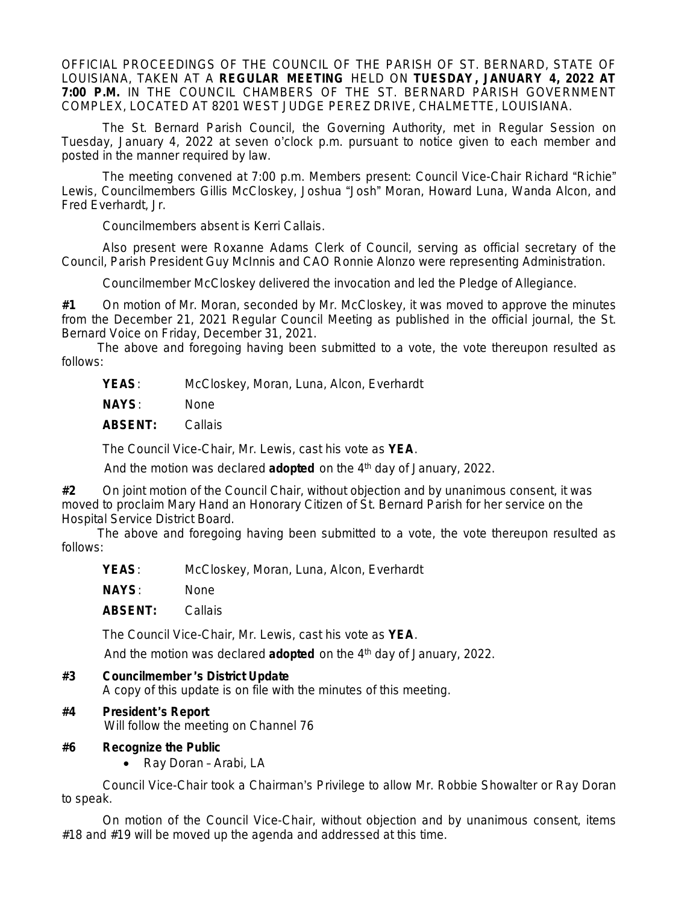OFFICIAL PROCEEDINGS OF THE COUNCIL OF THE PARISH OF ST. BERNARD, STATE OF LOUISIANA, TAKEN AT A **REGULAR MEETING** HELD ON **TUESDAY, JANUARY 4, 2022 AT 7:00 P.M.** IN THE COUNCIL CHAMBERS OF THE ST. BERNARD PARISH GOVERNMENT COMPLEX, LOCATED AT 8201 WEST JUDGE PEREZ DRIVE, CHALMETTE, LOUISIANA.

The St. Bernard Parish Council, the Governing Authority, met in Regular Session on Tuesday, January 4, 2022 at seven o'clock p.m. pursuant to notice given to each member and posted in the manner required by law.

The meeting convened at 7:00 p.m. Members present: Council Vice-Chair Richard "Richie" Lewis, Councilmembers Gillis McCloskey, Joshua "Josh" Moran, Howard Luna, Wanda Alcon, and Fred Everhardt, Jr.

Councilmembers absent is Kerri Callais.

Also present were Roxanne Adams Clerk of Council, serving as official secretary of the Council, Parish President Guy McInnis and CAO Ronnie Alonzo were representing Administration.

Councilmember McCloskey delivered the invocation and led the Pledge of Allegiance.

**#1** On motion of Mr. Moran, seconded by Mr. McCloskey, it was moved to approve the minutes from the December 21, 2021 Regular Council Meeting as published in the official journal, the St. Bernard Voice on Friday, December 31, 2021.

The above and foregoing having been submitted to a vote, the vote thereupon resulted as follows:

**YEAS**: McCloskey, Moran, Luna, Alcon, Everhardt

**NAYS**: None

**ABSENT:** Callais

The Council Vice-Chair, Mr. Lewis, cast his vote as **YEA**.

And the motion was declared **adopted** on the 4th day of January, 2022.

**#2** On joint motion of the Council Chair, without objection and by unanimous consent, it was moved to proclaim Mary Hand an Honorary Citizen of St. Bernard Parish for her service on the Hospital Service District Board.

The above and foregoing having been submitted to a vote, the vote thereupon resulted as follows:

**YEAS**: McCloskey, Moran, Luna, Alcon, Everhardt

**NAYS**: None

**ABSENT:** Callais

The Council Vice-Chair, Mr. Lewis, cast his vote as **YEA**.

And the motion was declared **adopted** on the 4th day of January, 2022.

**#3 Councilmember's District Update**
A copy of this update is on file with the minutes of this meeting.

**#4 President's Report**
Will follow the meeting on Channel 76

**#6 Recognize the Public**

- Ray Doran – Arabi, LA

Council Vice-Chair took a Chairman's Privilege to allow Mr. Robbie Showalter or Ray Doran to speak.

On motion of the Council Vice-Chair, without objection and by unanimous consent, items #18 and #19 will be moved up the agenda and addressed at this time.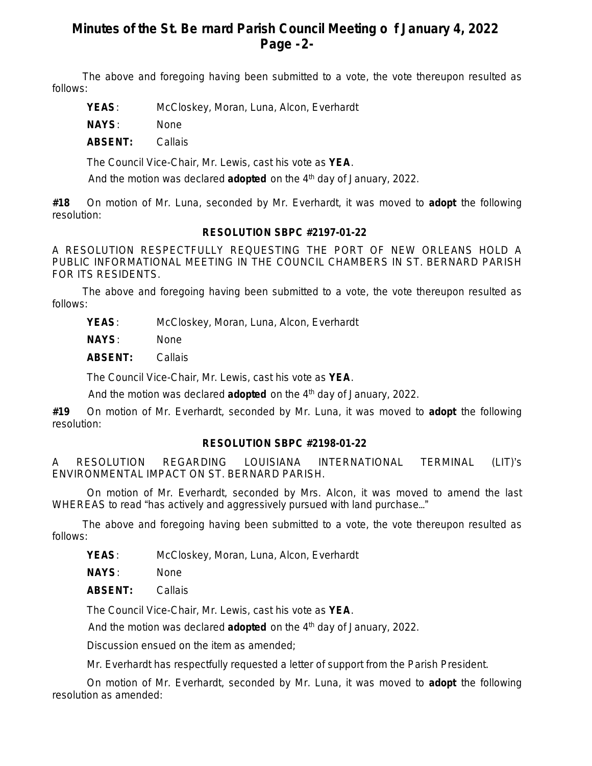The above and foregoing having been submitted to a vote, the vote thereupon resulted as follows:

**YEAS**: McCloskey, Moran, Luna, Alcon, Everhardt

**NAYS**: None

**ABSENT:** Callais

The Council Vice-Chair, Mr. Lewis, cast his vote as **YEA**.

And the motion was declared **adopted** on the 4th day of January, 2022.

**#18** On motion of Mr. Luna, seconded by Mr. Everhardt, it was moved to **adopt** the following resolution:

**RESOLUTION SBPC #2197-01-22**

A RESOLUTION RESPECTFULLY REQUESTING THE PORT OF NEW ORLEANS HOLD A PUBLIC INFORMATIONAL MEETING IN THE COUNCIL CHAMBERS IN ST. BERNARD PARISH FOR ITS RESIDENTS.

The above and foregoing having been submitted to a vote, the vote thereupon resulted as follows:

**YEAS**: McCloskey, Moran, Luna, Alcon, Everhardt

**NAYS**: None

**ABSENT:** Callais

The Council Vice-Chair, Mr. Lewis, cast his vote as **YEA**.

And the motion was declared **adopted** on the 4th day of January, 2022.

**#19** On motion of Mr. Everhardt, seconded by Mr. Luna, it was moved to **adopt** the following resolution:

**RESOLUTION SBPC #2198-01-22**

A RESOLUTION REGARDING LOUISIANA INTERNATIONAL TERMINAL (LIT)'s ENVIRONMENTAL IMPACT ON ST. BERNARD PARISH.

On motion of Mr. Everhardt, seconded by Mrs. Alcon, it was moved to amend the last WHEREAS to read "has actively and aggressively pursued with land purchase..."

The above and foregoing having been submitted to a vote, the vote thereupon resulted as follows:

**YEAS**: McCloskey, Moran, Luna, Alcon, Everhardt

**NAYS**: None

**ABSENT:** Callais

The Council Vice-Chair, Mr. Lewis, cast his vote as **YEA**.

And the motion was declared **adopted** on the 4th day of January, 2022.

Discussion ensued on the item as amended;

Mr. Everhardt has respectfully requested a letter of support from the Parish President.

On motion of Mr. Everhardt, seconded by Mr. Luna, it was moved to **adopt** the following resolution as amended: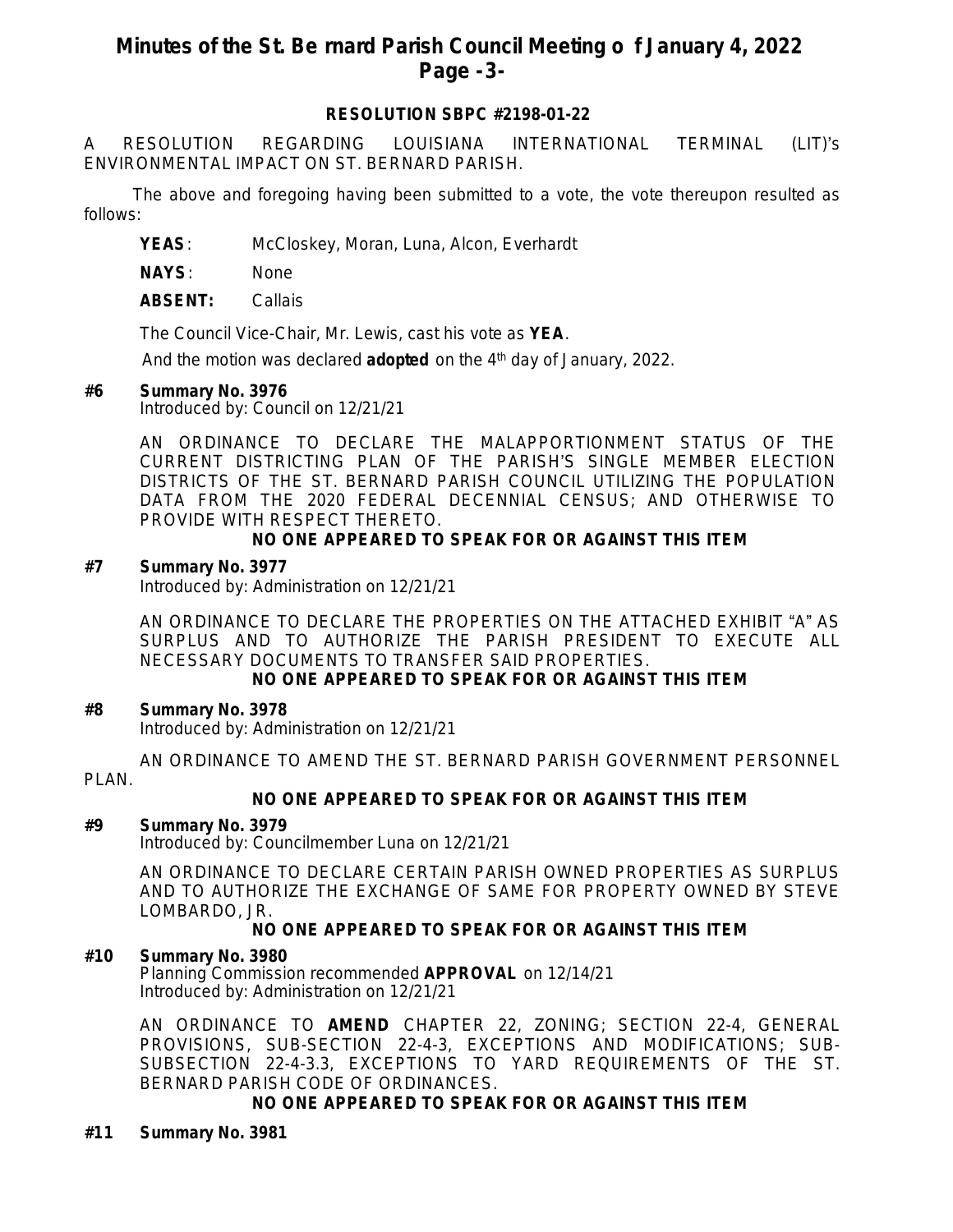**RESOLUTION SBPC #2198-01-22**

A RESOLUTION REGARDING LOUISIANA INTERNATIONAL TERMINAL (LIT)'s ENVIRONMENTAL IMPACT ON ST. BERNARD PARISH.

The above and foregoing having been submitted to a vote, the vote thereupon resulted as follows:

**YEAS**: McCloskey, Moran, Luna, Alcon, Everhardt

**NAYS**: None

**ABSENT:** Callais

The Council Vice-Chair, Mr. Lewis, cast his vote as **YEA**.

And the motion was declared **adopted** on the 4th day of January, 2022.

**#6 Summary No. 3976**
Introduced by: Council on 12/21/21

AN ORDINANCE TO DECLARE THE MALAPPORTIONMENT STATUS OF THE CURRENT DISTRICTING PLAN OF THE PARISH'S SINGLE MEMBER ELECTION DISTRICTS OF THE ST. BERNARD PARISH COUNCIL UTILIZING THE POPULATION DATA FROM THE 2020 FEDERAL DECENNIAL CENSUS; AND OTHERWISE TO PROVIDE WITH RESPECT THERETO.

**NO ONE APPEARED TO SPEAK FOR OR AGAINST THIS ITEM**

**#7 Summary No. 3977**
Introduced by: Administration on 12/21/21

AN ORDINANCE TO DECLARE THE PROPERTIES ON THE ATTACHED EXHIBIT "A" AS SURPLUS AND TO AUTHORIZE THE PARISH PRESIDENT TO EXECUTE ALL NECESSARY DOCUMENTS TO TRANSFER SAID PROPERTIES.

**NO ONE APPEARED TO SPEAK FOR OR AGAINST THIS ITEM**

**#8 Summary No. 3978**
Introduced by: Administration on 12/21/21

AN ORDINANCE TO AMEND THE ST. BERNARD PARISH GOVERNMENT PERSONNEL PLAN.

**NO ONE APPEARED TO SPEAK FOR OR AGAINST THIS ITEM**

**#9 Summary No. 3979**
Introduced by: Councilmember Luna on 12/21/21

AN ORDINANCE TO DECLARE CERTAIN PARISH OWNED PROPERTIES AS SURPLUS AND TO AUTHORIZE THE EXCHANGE OF SAME FOR PROPERTY OWNED BY STEVE LOMBARDO, JR.

**NO ONE APPEARED TO SPEAK FOR OR AGAINST THIS ITEM**

**#10 Summary No. 3980**
Planning Commission recommended **APPROVAL** on 12/14/21
Introduced by: Administration on 12/21/21

AN ORDINANCE TO **AMEND** CHAPTER 22, ZONING; SECTION 22-4, GENERAL PROVISIONS, SUB-SECTION 22-4-3, EXCEPTIONS AND MODIFICATIONS; SUB-SUBSECTION 22-4-3.3, EXCEPTIONS TO YARD REQUIREMENTS OF THE ST. BERNARD PARISH CODE OF ORDINANCES.

**NO ONE APPEARED TO SPEAK FOR OR AGAINST THIS ITEM**

**#11 Summary No. 3981**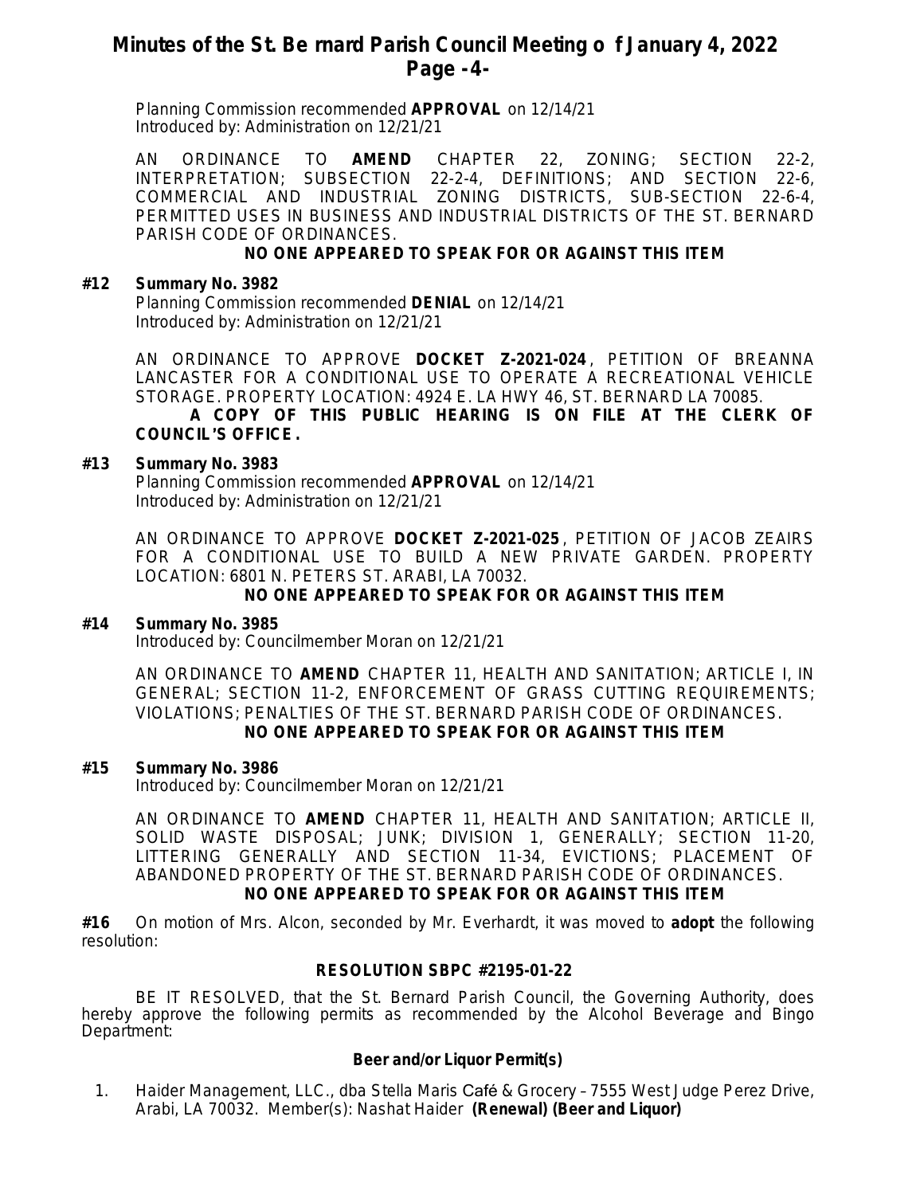Planning Commission recommended **APPROVAL** on 12/14/21
Introduced by: Administration on 12/21/21

AN ORDINANCE TO **AMEND** CHAPTER 22, ZONING; SECTION 22-2, INTERPRETATION; SUBSECTION 22-2-4, DEFINITIONS; AND SECTION 22-6, COMMERCIAL AND INDUSTRIAL ZONING DISTRICTS, SUB-SECTION 22-6-4, PERMITTED USES IN BUSINESS AND INDUSTRIAL DISTRICTS OF THE ST. BERNARD PARISH CODE OF ORDINANCES.

**NO ONE APPEARED TO SPEAK FOR OR AGAINST THIS ITEM**

**#12 Summary No. 3982**
Planning Commission recommended **DENIAL** on 12/14/21
Introduced by: Administration on 12/21/21

AN ORDINANCE TO APPROVE **DOCKET Z-2021-024**, PETITION OF BREANNA LANCASTER FOR A CONDITIONAL USE TO OPERATE A RECREATIONAL VEHICLE STORAGE. PROPERTY LOCATION: 4924 E. LA HWY 46, ST. BERNARD LA 70085.

**A COPY OF THIS PUBLIC HEARING IS ON FILE AT THE CLERK OF COUNCIL'S OFFICE.**

**#13 Summary No. 3983**
Planning Commission recommended **APPROVAL** on 12/14/21
Introduced by: Administration on 12/21/21

AN ORDINANCE TO APPROVE **DOCKET Z-2021-025**, PETITION OF JACOB ZEAIRS FOR A CONDITIONAL USE TO BUILD A NEW PRIVATE GARDEN. PROPERTY LOCATION: 6801 N. PETERS ST. ARABI, LA 70032.

**NO ONE APPEARED TO SPEAK FOR OR AGAINST THIS ITEM**

**#14 Summary No. 3985**
Introduced by: Councilmember Moran on 12/21/21

AN ORDINANCE TO **AMEND** CHAPTER 11, HEALTH AND SANITATION; ARTICLE I, IN GENERAL; SECTION 11-2, ENFORCEMENT OF GRASS CUTTING REQUIREMENTS; VIOLATIONS; PENALTIES OF THE ST. BERNARD PARISH CODE OF ORDINANCES.

**NO ONE APPEARED TO SPEAK FOR OR AGAINST THIS ITEM**

**#15 Summary No. 3986**
Introduced by: Councilmember Moran on 12/21/21

AN ORDINANCE TO **AMEND** CHAPTER 11, HEALTH AND SANITATION; ARTICLE II, SOLID WASTE DISPOSAL; JUNK; DIVISION 1, GENERALLY; SECTION 11-20, LITTERING GENERALLY AND SECTION 11-34, EVICTIONS; PLACEMENT OF ABANDONED PROPERTY OF THE ST. BERNARD PARISH CODE OF ORDINANCES.

**NO ONE APPEARED TO SPEAK FOR OR AGAINST THIS ITEM**

**#16** On motion of Mrs. Alcon, seconded by Mr. Everhardt, it was moved to **adopt** the following resolution:

**RESOLUTION SBPC #2195-01-22**

BE IT RESOLVED, that the St. Bernard Parish Council, the Governing Authority, does hereby approve the following permits as recommended by the Alcohol Beverage and Bingo Department:

**Beer and/or Liquor Permit(s)**

1. Haider Management, LLC., dba Stella Maris Café & Grocery – 7555 West Judge Perez Drive, Arabi, LA 70032. Member(s): Nashat Haider **(Renewal) (Beer and Liquor)**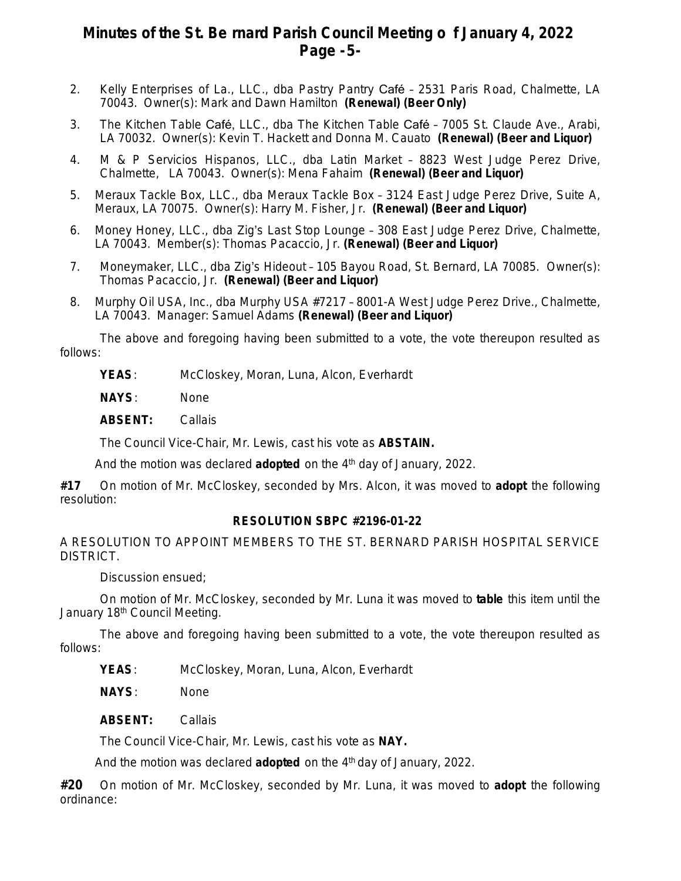2. Kelly Enterprises of La., LLC., dba Pastry Pantry Café – 2531 Paris Road, Chalmette, LA 70043. Owner(s): Mark and Dawn Hamilton **(Renewal) (Beer Only)**
3. The Kitchen Table Café, LLC., dba The Kitchen Table Café – 7005 St. Claude Ave., Arabi, LA 70032. Owner(s): Kevin T. Hackett and Donna M. Cauato **(Renewal) (Beer and Liquor)**
4. M & P Servicios Hispanos, LLC., dba Latin Market – 8823 West Judge Perez Drive, Chalmette, LA 70043. Owner(s): Mena Fahaim **(Renewal) (Beer and Liquor)**
5. Meraux Tackle Box, LLC., dba Meraux Tackle Box – 3124 East Judge Perez Drive, Suite A, Meraux, LA 70075. Owner(s): Harry M. Fisher, Jr. **(Renewal) (Beer and Liquor)**
6. Money Honey, LLC., dba Zig's Last Stop Lounge – 308 East Judge Perez Drive, Chalmette, LA 70043. Member(s): Thomas Pacaccio, Jr. **(Renewal) (Beer and Liquor)**
7. Moneymaker, LLC., dba Zig's Hideout – 105 Bayou Road, St. Bernard, LA 70085. Owner(s): Thomas Pacaccio, Jr. **(Renewal) (Beer and Liquor)**
8. Murphy Oil USA, Inc., dba Murphy USA #7217 – 8001-A West Judge Perez Drive., Chalmette, LA 70043. Manager: Samuel Adams **(Renewal) (Beer and Liquor)**

The above and foregoing having been submitted to a vote, the vote thereupon resulted as follows:

**YEAS**: McCloskey, Moran, Luna, Alcon, Everhardt

**NAYS**: None

**ABSENT:** Callais

The Council Vice-Chair, Mr. Lewis, cast his vote as **ABSTAIN.**

And the motion was declared **adopted** on the 4th day of January, 2022.

**#17** On motion of Mr. McCloskey, seconded by Mrs. Alcon, it was moved to **adopt** the following resolution:

**RESOLUTION SBPC #2196-01-22**

A RESOLUTION TO APPOINT MEMBERS TO THE ST. BERNARD PARISH HOSPITAL SERVICE DISTRICT.

Discussion ensued;

On motion of Mr. McCloskey, seconded by Mr. Luna it was moved to **table** this item until the January 18th Council Meeting.

The above and foregoing having been submitted to a vote, the vote thereupon resulted as follows:

**YEAS**: McCloskey, Moran, Luna, Alcon, Everhardt

**NAYS**: None

**ABSENT:** Callais

The Council Vice-Chair, Mr. Lewis, cast his vote as **NAY.**

And the motion was declared **adopted** on the 4th day of January, 2022.

**#20** On motion of Mr. McCloskey, seconded by Mr. Luna, it was moved to **adopt** the following ordinance: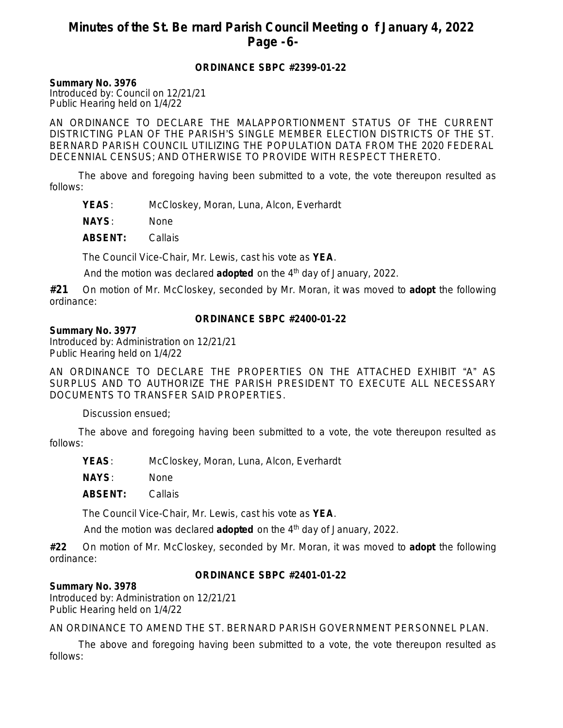**ORDINANCE SBPC #2399-01-22**

**Summary No. 3976**
Introduced by: Council on 12/21/21
Public Hearing held on 1/4/22

AN ORDINANCE TO DECLARE THE MALAPPORTIONMENT STATUS OF THE CURRENT DISTRICTING PLAN OF THE PARISH'S SINGLE MEMBER ELECTION DISTRICTS OF THE ST. BERNARD PARISH COUNCIL UTILIZING THE POPULATION DATA FROM THE 2020 FEDERAL DECENNIAL CENSUS; AND OTHERWISE TO PROVIDE WITH RESPECT THERETO.

The above and foregoing having been submitted to a vote, the vote thereupon resulted as follows:

**YEAS**: McCloskey, Moran, Luna, Alcon, Everhardt

**NAYS**: None

**ABSENT:** Callais

The Council Vice-Chair, Mr. Lewis, cast his vote as **YEA**.

And the motion was declared **adopted** on the 4th day of January, 2022.

**#21** On motion of Mr. McCloskey, seconded by Mr. Moran, it was moved to **adopt** the following ordinance:

**ORDINANCE SBPC #2400-01-22**

**Summary No. 3977**
Introduced by: Administration on 12/21/21
Public Hearing held on 1/4/22

AN ORDINANCE TO DECLARE THE PROPERTIES ON THE ATTACHED EXHIBIT "A" AS SURPLUS AND TO AUTHORIZE THE PARISH PRESIDENT TO EXECUTE ALL NECESSARY DOCUMENTS TO TRANSFER SAID PROPERTIES.

Discussion ensued;

The above and foregoing having been submitted to a vote, the vote thereupon resulted as follows:

**YEAS**: McCloskey, Moran, Luna, Alcon, Everhardt

**NAYS**: None

**ABSENT:** Callais

The Council Vice-Chair, Mr. Lewis, cast his vote as **YEA**.

And the motion was declared **adopted** on the 4th day of January, 2022.

**#22** On motion of Mr. McCloskey, seconded by Mr. Moran, it was moved to **adopt** the following ordinance:

**ORDINANCE SBPC #2401-01-22**

**Summary No. 3978**
Introduced by: Administration on 12/21/21
Public Hearing held on 1/4/22

AN ORDINANCE TO AMEND THE ST. BERNARD PARISH GOVERNMENT PERSONNEL PLAN.

The above and foregoing having been submitted to a vote, the vote thereupon resulted as follows: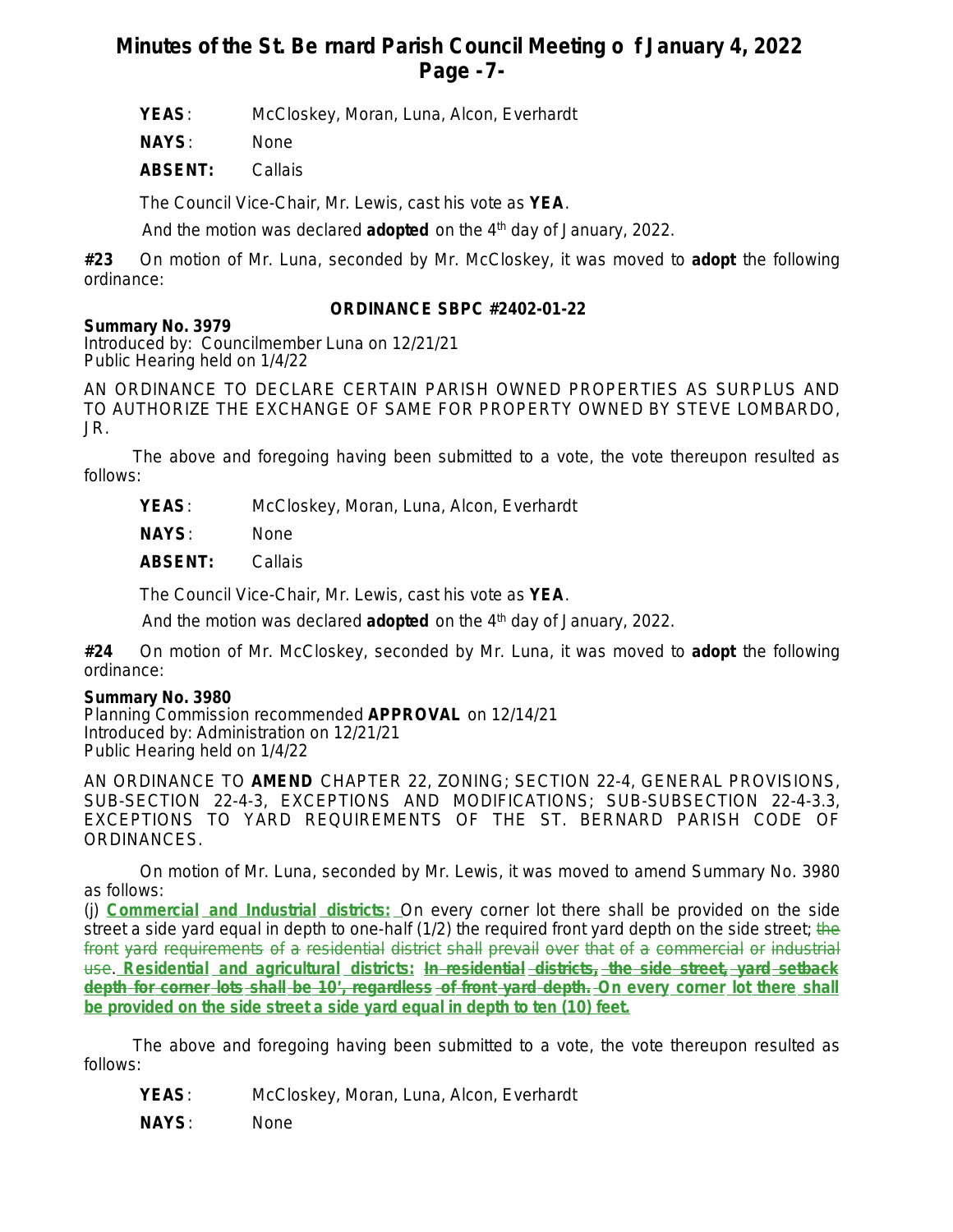**YEAS**: McCloskey, Moran, Luna, Alcon, Everhardt

**NAYS**: None

**ABSENT:** Callais

The Council Vice-Chair, Mr. Lewis, cast his vote as **YEA**.

And the motion was declared **adopted** on the 4th day of January, 2022.

**#23** On motion of Mr. Luna, seconded by Mr. McCloskey, it was moved to **adopt** the following ordinance:

**ORDINANCE SBPC #2402-01-22**

**Summary No. 3979**
Introduced by: Councilmember Luna on 12/21/21
Public Hearing held on 1/4/22

AN ORDINANCE TO DECLARE CERTAIN PARISH OWNED PROPERTIES AS SURPLUS AND TO AUTHORIZE THE EXCHANGE OF SAME FOR PROPERTY OWNED BY STEVE LOMBARDO, JR.

The above and foregoing having been submitted to a vote, the vote thereupon resulted as follows:

**YEAS**: McCloskey, Moran, Luna, Alcon, Everhardt

**NAYS**: None

**ABSENT:** Callais

The Council Vice-Chair, Mr. Lewis, cast his vote as **YEA**.

And the motion was declared **adopted** on the 4th day of January, 2022.

**#24** On motion of Mr. McCloskey, seconded by Mr. Luna, it was moved to **adopt** the following ordinance:

**Summary No. 3980**
Planning Commission recommended **APPROVAL** on 12/14/21
Introduced by: Administration on 12/21/21
Public Hearing held on 1/4/22

AN ORDINANCE TO **AMEND** CHAPTER 22, ZONING; SECTION 22-4, GENERAL PROVISIONS, SUB-SECTION 22-4-3, EXCEPTIONS AND MODIFICATIONS; SUB-SUBSECTION 22-4-3.3, EXCEPTIONS TO YARD REQUIREMENTS OF THE ST. BERNARD PARISH CODE OF ORDINANCES.

On motion of Mr. Luna, seconded by Mr. Lewis, it was moved to amend Summary No. 3980 as follows:

(j) **Commercial and Industrial districts:** On every corner lot there shall be provided on the side street a side yard equal in depth to one-half (1/2) the required front yard depth on the side street; ~~the front yard requirements of a residential district shall prevail over that of a commercial or industrial use~~. **Residential and agricultural districts:** **~~In residential districts, the side street, yard setback depth for corner lots shall be 10', regardless of front yard depth.~~** **On every corner lot there shall be provided on the side street a side yard equal in depth to ten (10) feet.**

The above and foregoing having been submitted to a vote, the vote thereupon resulted as follows:

**YEAS**: McCloskey, Moran, Luna, Alcon, Everhardt

**NAYS**: None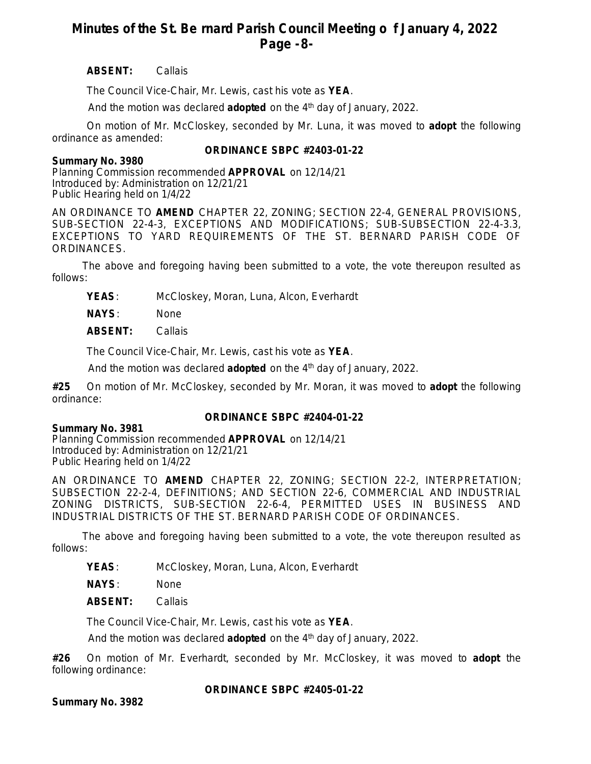**ABSENT:** Callais

The Council Vice-Chair, Mr. Lewis, cast his vote as **YEA**.

And the motion was declared **adopted** on the 4th day of January, 2022.

On motion of Mr. McCloskey, seconded by Mr. Luna, it was moved to **adopt** the following ordinance as amended:

**ORDINANCE SBPC #2403-01-22**

**Summary No. 3980**
Planning Commission recommended **APPROVAL** on 12/14/21
Introduced by: Administration on 12/21/21
Public Hearing held on 1/4/22

AN ORDINANCE TO **AMEND** CHAPTER 22, ZONING; SECTION 22-4, GENERAL PROVISIONS, SUB-SECTION 22-4-3, EXCEPTIONS AND MODIFICATIONS; SUB-SUBSECTION 22-4-3.3, EXCEPTIONS TO YARD REQUIREMENTS OF THE ST. BERNARD PARISH CODE OF ORDINANCES.

The above and foregoing having been submitted to a vote, the vote thereupon resulted as follows:

**YEAS**: McCloskey, Moran, Luna, Alcon, Everhardt

**NAYS**: None

**ABSENT:** Callais

The Council Vice-Chair, Mr. Lewis, cast his vote as **YEA**.

And the motion was declared **adopted** on the 4th day of January, 2022.

**#25** On motion of Mr. McCloskey, seconded by Mr. Moran, it was moved to **adopt** the following ordinance:

**ORDINANCE SBPC #2404-01-22**

**Summary No. 3981**
Planning Commission recommended **APPROVAL** on 12/14/21
Introduced by: Administration on 12/21/21
Public Hearing held on 1/4/22

AN ORDINANCE TO **AMEND** CHAPTER 22, ZONING; SECTION 22-2, INTERPRETATION; SUBSECTION 22-2-4, DEFINITIONS; AND SECTION 22-6, COMMERCIAL AND INDUSTRIAL ZONING DISTRICTS, SUB-SECTION 22-6-4, PERMITTED USES IN BUSINESS AND INDUSTRIAL DISTRICTS OF THE ST. BERNARD PARISH CODE OF ORDINANCES.

The above and foregoing having been submitted to a vote, the vote thereupon resulted as follows:

**YEAS**: McCloskey, Moran, Luna, Alcon, Everhardt

**NAYS**: None

**ABSENT:** Callais

The Council Vice-Chair, Mr. Lewis, cast his vote as **YEA**.

And the motion was declared **adopted** on the 4th day of January, 2022.

**#26** On motion of Mr. Everhardt, seconded by Mr. McCloskey, it was moved to **adopt** the following ordinance:

**ORDINANCE SBPC #2405-01-22**

**Summary No. 3982**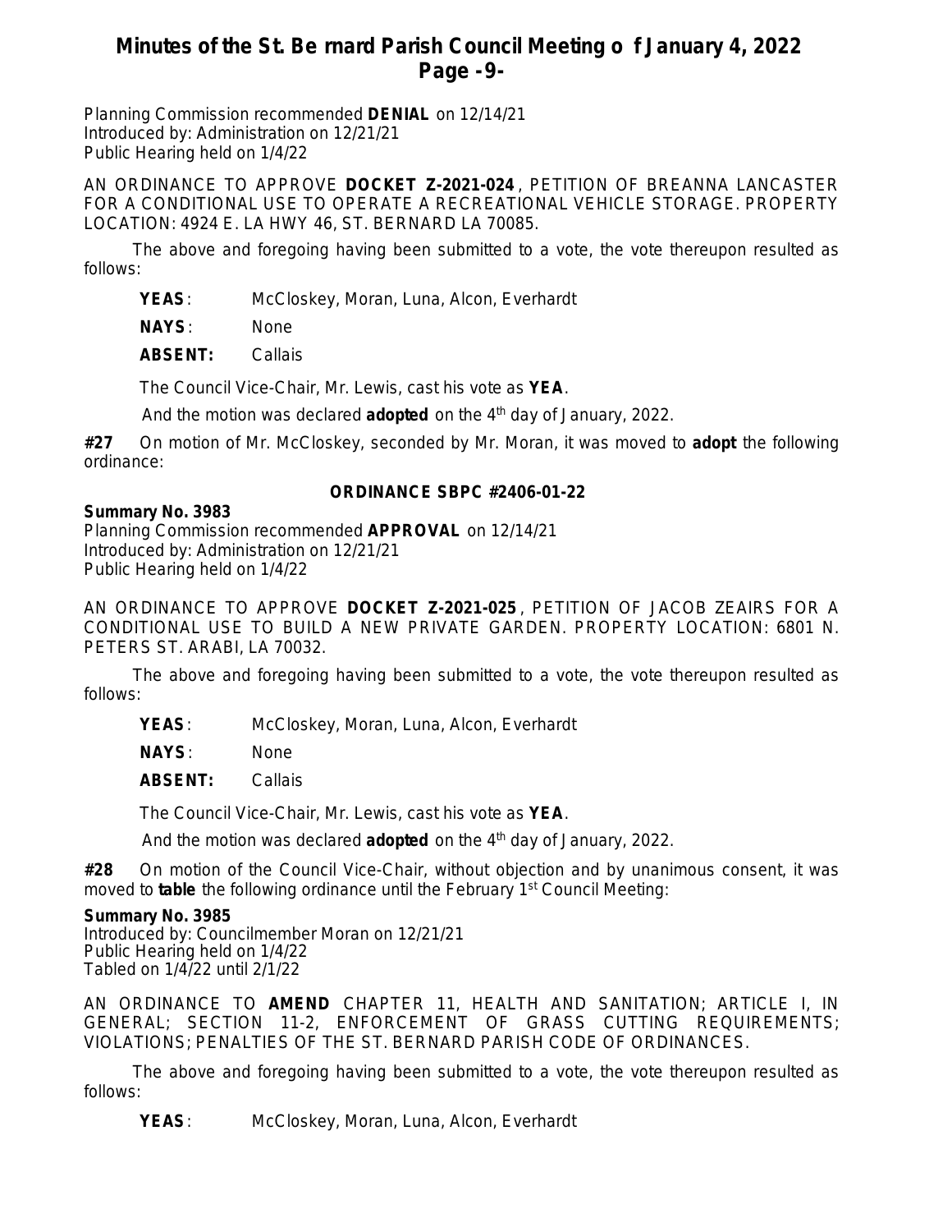Planning Commission recommended **DENIAL** on 12/14/21
Introduced by: Administration on 12/21/21
Public Hearing held on 1/4/22

AN ORDINANCE TO APPROVE **DOCKET Z-2021-024**, PETITION OF BREANNA LANCASTER FOR A CONDITIONAL USE TO OPERATE A RECREATIONAL VEHICLE STORAGE. PROPERTY LOCATION: 4924 E. LA HWY 46, ST. BERNARD LA 70085.

The above and foregoing having been submitted to a vote, the vote thereupon resulted as follows:

**YEAS**: McCloskey, Moran, Luna, Alcon, Everhardt

**NAYS**: None

**ABSENT:** Callais

The Council Vice-Chair, Mr. Lewis, cast his vote as **YEA**.

And the motion was declared **adopted** on the 4th day of January, 2022.

**#27** On motion of Mr. McCloskey, seconded by Mr. Moran, it was moved to **adopt** the following ordinance:

**ORDINANCE SBPC #2406-01-22**

**Summary No. 3983**
Planning Commission recommended **APPROVAL** on 12/14/21
Introduced by: Administration on 12/21/21
Public Hearing held on 1/4/22

AN ORDINANCE TO APPROVE **DOCKET Z-2021-025**, PETITION OF JACOB ZEAIRS FOR A CONDITIONAL USE TO BUILD A NEW PRIVATE GARDEN. PROPERTY LOCATION: 6801 N. PETERS ST. ARABI, LA 70032.

The above and foregoing having been submitted to a vote, the vote thereupon resulted as follows:

**YEAS**: McCloskey, Moran, Luna, Alcon, Everhardt

**NAYS**: None

**ABSENT:** Callais

The Council Vice-Chair, Mr. Lewis, cast his vote as **YEA**.

And the motion was declared **adopted** on the 4th day of January, 2022.

**#28** On motion of the Council Vice-Chair, without objection and by unanimous consent, it was moved to **table** the following ordinance until the February 1st Council Meeting:

**Summary No. 3985**
Introduced by: Councilmember Moran on 12/21/21
Public Hearing held on 1/4/22
Tabled on 1/4/22 until 2/1/22

AN ORDINANCE TO **AMEND** CHAPTER 11, HEALTH AND SANITATION; ARTICLE I, IN GENERAL; SECTION 11-2, ENFORCEMENT OF GRASS CUTTING REQUIREMENTS; VIOLATIONS; PENALTIES OF THE ST. BERNARD PARISH CODE OF ORDINANCES.

The above and foregoing having been submitted to a vote, the vote thereupon resulted as follows:

**YEAS**: McCloskey, Moran, Luna, Alcon, Everhardt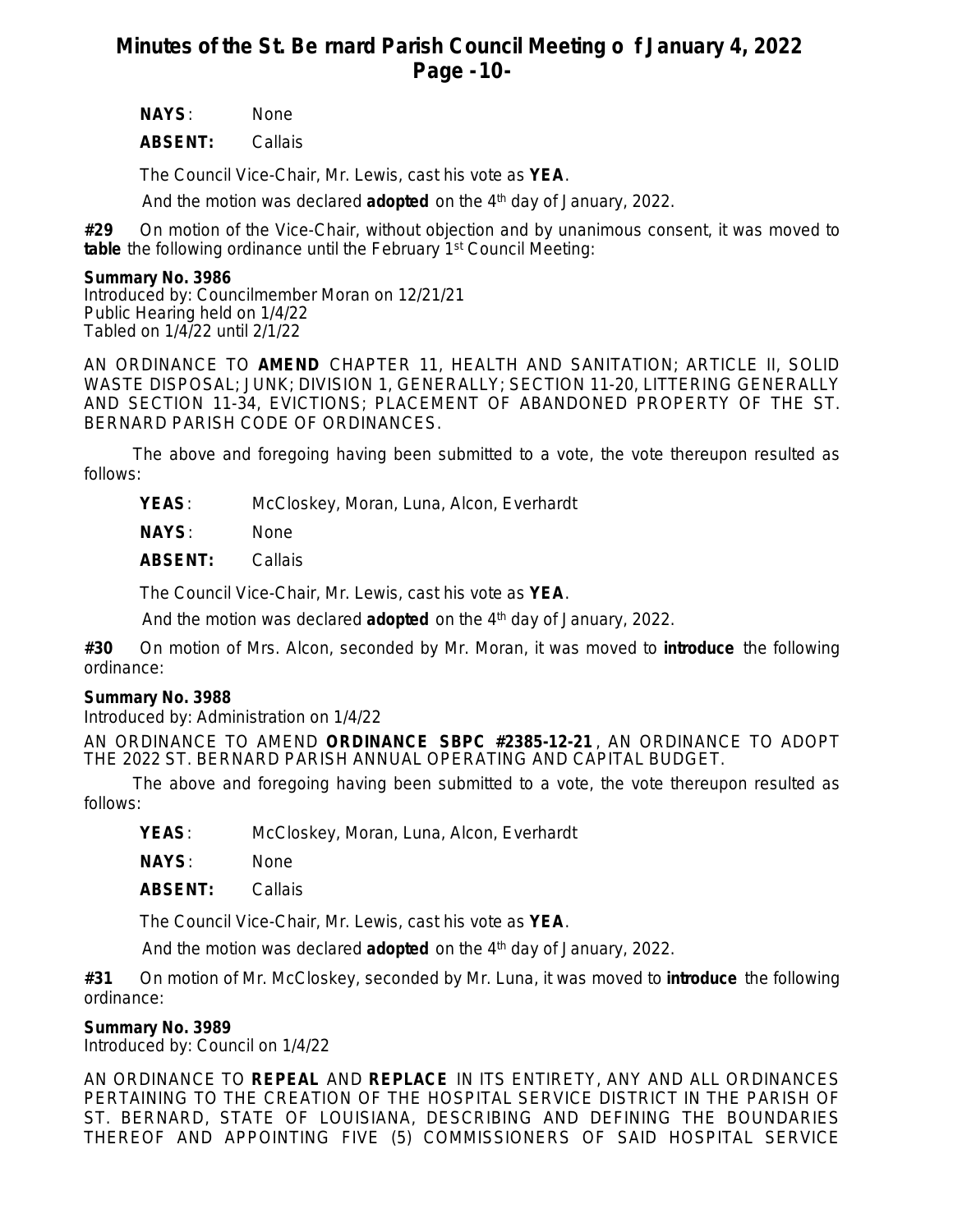**NAYS**: None

**ABSENT:** Callais

The Council Vice-Chair, Mr. Lewis, cast his vote as **YEA**.

And the motion was declared **adopted** on the 4th day of January, 2022.

**#29** On motion of the Vice-Chair, without objection and by unanimous consent, it was moved to **table** the following ordinance until the February 1st Council Meeting:

**Summary No. 3986**
Introduced by: Councilmember Moran on 12/21/21
Public Hearing held on 1/4/22
Tabled on 1/4/22 until 2/1/22

AN ORDINANCE TO **AMEND** CHAPTER 11, HEALTH AND SANITATION; ARTICLE II, SOLID WASTE DISPOSAL; JUNK; DIVISION 1, GENERALLY; SECTION 11-20, LITTERING GENERALLY AND SECTION 11-34, EVICTIONS; PLACEMENT OF ABANDONED PROPERTY OF THE ST. BERNARD PARISH CODE OF ORDINANCES.

The above and foregoing having been submitted to a vote, the vote thereupon resulted as follows:

**YEAS**: McCloskey, Moran, Luna, Alcon, Everhardt

**NAYS**: None

**ABSENT:** Callais

The Council Vice-Chair, Mr. Lewis, cast his vote as **YEA**.

And the motion was declared **adopted** on the 4th day of January, 2022.

**#30** On motion of Mrs. Alcon, seconded by Mr. Moran, it was moved to **introduce** the following ordinance:

**Summary No. 3988**
Introduced by: Administration on 1/4/22

AN ORDINANCE TO AMEND **ORDINANCE SBPC #2385-12-21**, AN ORDINANCE TO ADOPT THE 2022 ST. BERNARD PARISH ANNUAL OPERATING AND CAPITAL BUDGET.

The above and foregoing having been submitted to a vote, the vote thereupon resulted as follows:

**YEAS**: McCloskey, Moran, Luna, Alcon, Everhardt

**NAYS**: None

**ABSENT:** Callais

The Council Vice-Chair, Mr. Lewis, cast his vote as **YEA**.

And the motion was declared **adopted** on the 4th day of January, 2022.

**#31** On motion of Mr. McCloskey, seconded by Mr. Luna, it was moved to **introduce** the following ordinance:

**Summary No. 3989**
Introduced by: Council on 1/4/22

AN ORDINANCE TO **REPEAL** AND **REPLACE** IN ITS ENTIRETY, ANY AND ALL ORDINANCES PERTAINING TO THE CREATION OF THE HOSPITAL SERVICE DISTRICT IN THE PARISH OF ST. BERNARD, STATE OF LOUISIANA, DESCRIBING AND DEFINING THE BOUNDARIES THEREOF AND APPOINTING FIVE (5) COMMISSIONERS OF SAID HOSPITAL SERVICE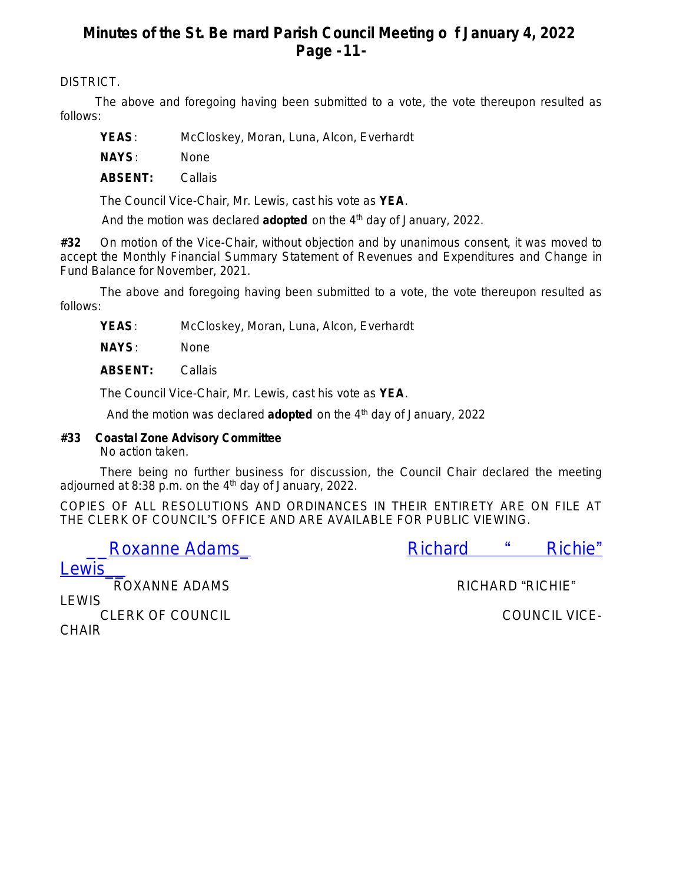DISTRICT.

The above and foregoing having been submitted to a vote, the vote thereupon resulted as follows:

**YEAS**: McCloskey, Moran, Luna, Alcon, Everhardt

**NAYS**: None

**ABSENT:** Callais

The Council Vice-Chair, Mr. Lewis, cast his vote as **YEA**.

And the motion was declared **adopted** on the 4th day of January, 2022.

**#32** On motion of the Vice-Chair, without objection and by unanimous consent, it was moved to accept the Monthly Financial Summary Statement of Revenues and Expenditures and Change in Fund Balance for November, 2021.

The above and foregoing having been submitted to a vote, the vote thereupon resulted as follows:

**YEAS**: McCloskey, Moran, Luna, Alcon, Everhardt

**NAYS**: None

**ABSENT:** Callais

The Council Vice-Chair, Mr. Lewis, cast his vote as **YEA**.

And the motion was declared **adopted** on the 4th day of January, 2022

**#33 Coastal Zone Advisory Committee**

No action taken.

There being no further business for discussion, the Council Chair declared the meeting adjourned at 8:38 p.m. on the 4th day of January, 2022.

COPIES OF ALL RESOLUTIONS AND ORDINANCES IN THEIR ENTIRETY ARE ON FILE AT THE CLERK OF COUNCIL'S OFFICE AND ARE AVAILABLE FOR PUBLIC VIEWING.

__Roxanne Adams_

ROXANNE ADAMS
CLERK OF COUNCIL

Richard "Richie" Lewis__

RICHARD "RICHIE" LEWIS
COUNCIL VICE-CHAIR